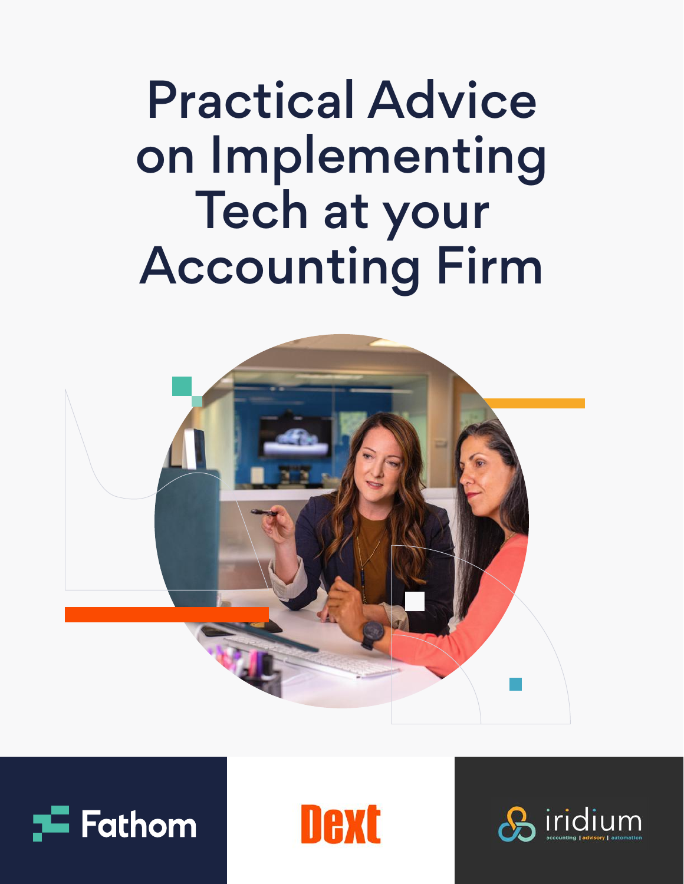# Practical Advice on Implementing Tech at your Accounting Firm

Fathom

Dext

iridium
accounting | advisory | automation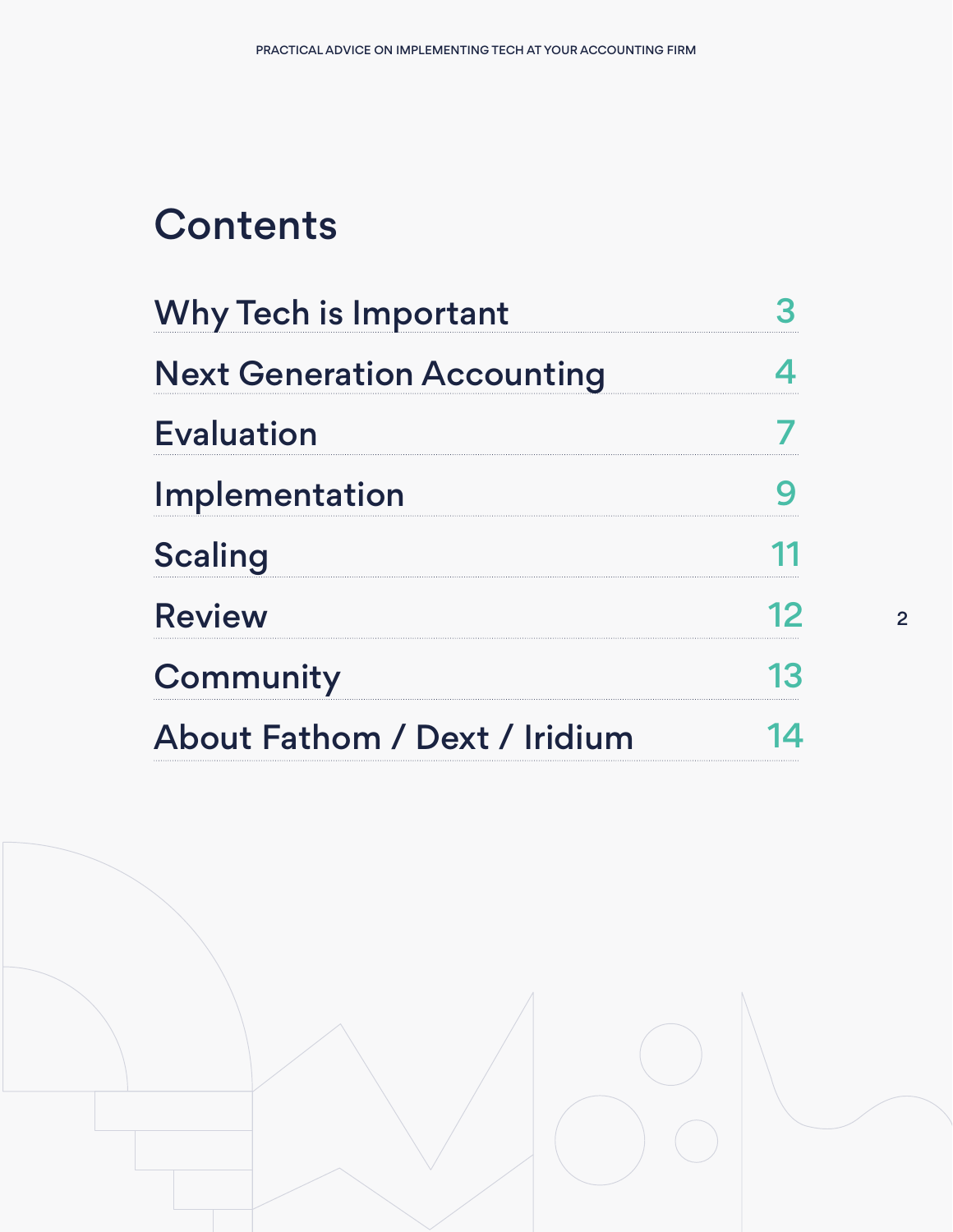# Contents

| | |
|---|---|
| Why Tech is Important | 3 |
| Next Generation Accounting | 4 |
| Evaluation | 7 |
| Implementation | 9 |
| Scaling | 11 |
| Review | 12 |
| Community | 13 |
| About Fathom / Dext / Iridium | 14 |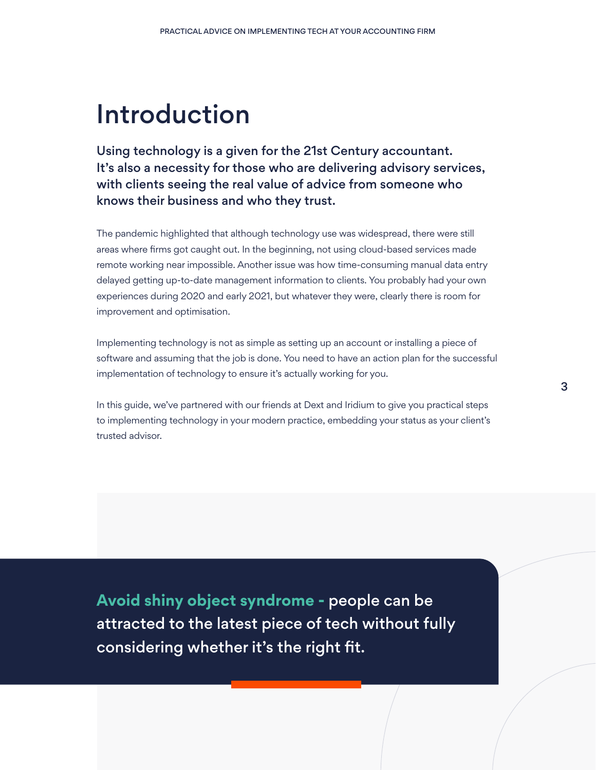# Introduction

**Using technology is a given for the 21st Century accountant. It's also a necessity for those who are delivering advisory services, with clients seeing the real value of advice from someone who knows their business and who they trust.**

The pandemic highlighted that although technology use was widespread, there were still areas where firms got caught out. In the beginning, not using cloud-based services made remote working near impossible. Another issue was how time-consuming manual data entry delayed getting up-to-date management information to clients. You probably had your own experiences during 2020 and early 2021, but whatever they were, clearly there is room for improvement and optimisation.

Implementing technology is not as simple as setting up an account or installing a piece of software and assuming that the job is done. You need to have an action plan for the successful implementation of technology to ensure it's actually working for you.

In this guide, we've partnered with our friends at Dext and Iridium to give you practical steps to implementing technology in your modern practice, embedding your status as your client's trusted advisor.

**Avoid shiny object syndrome - people can be attracted to the latest piece of tech without fully considering whether it's the right fit.**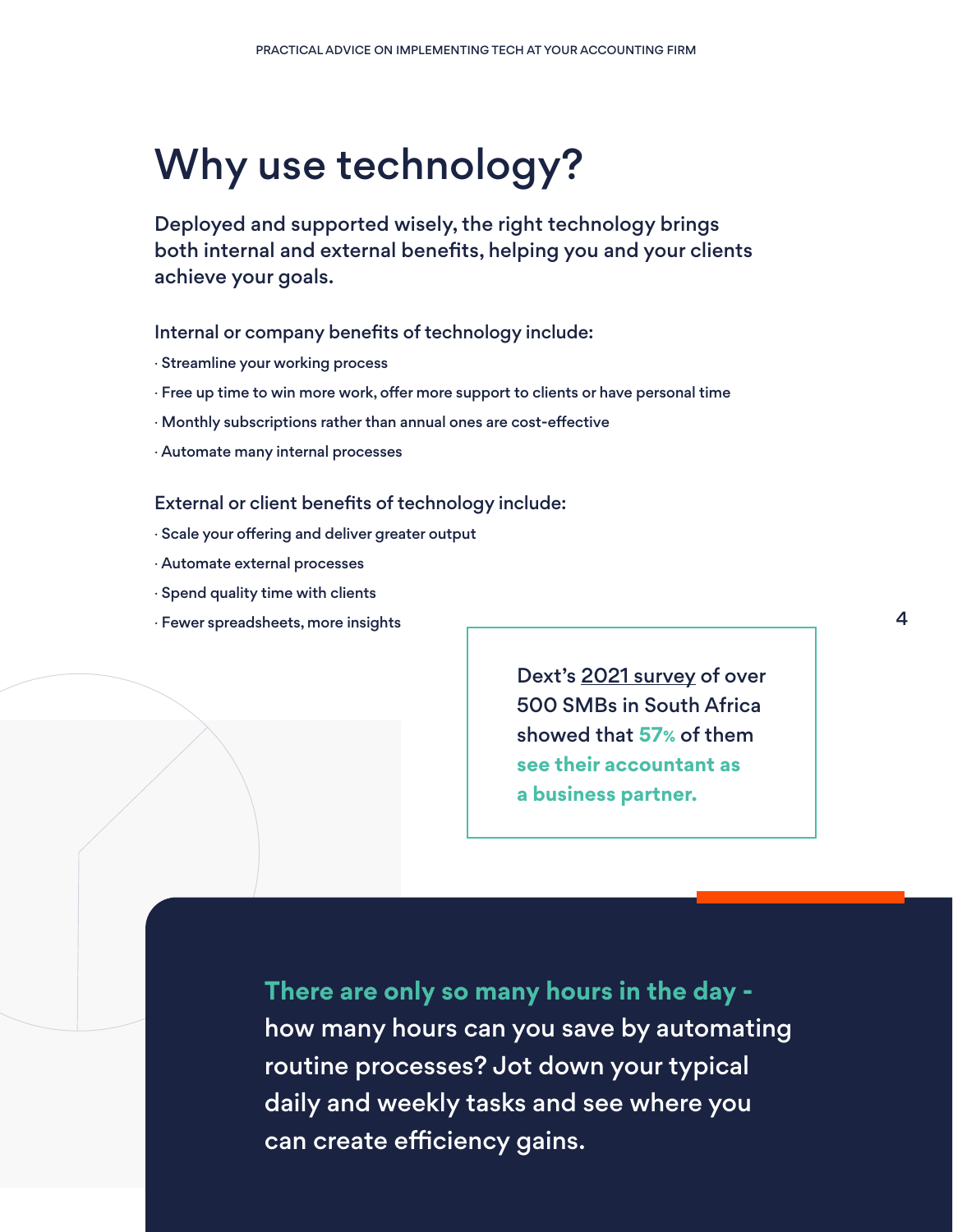# Why use technology?

Deployed and supported wisely, the right technology brings both internal and external benefits, helping you and your clients achieve your goals.

Internal or company benefits of technology include:

- Streamline your working process
- Free up time to win more work, offer more support to clients or have personal time
- Monthly subscriptions rather than annual ones are cost-effective
- Automate many internal processes

External or client benefits of technology include:

- Scale your offering and deliver greater output
- Automate external processes
- Spend quality time with clients
- Fewer spreadsheets, more insights

> Dext's 2021 survey of over 500 SMBs in South Africa showed that **57%** of them **see their accountant as a business partner.**

**There are only so many hours in the day -** how many hours can you save by automating routine processes? Jot down your typical daily and weekly tasks and see where you can create efficiency gains.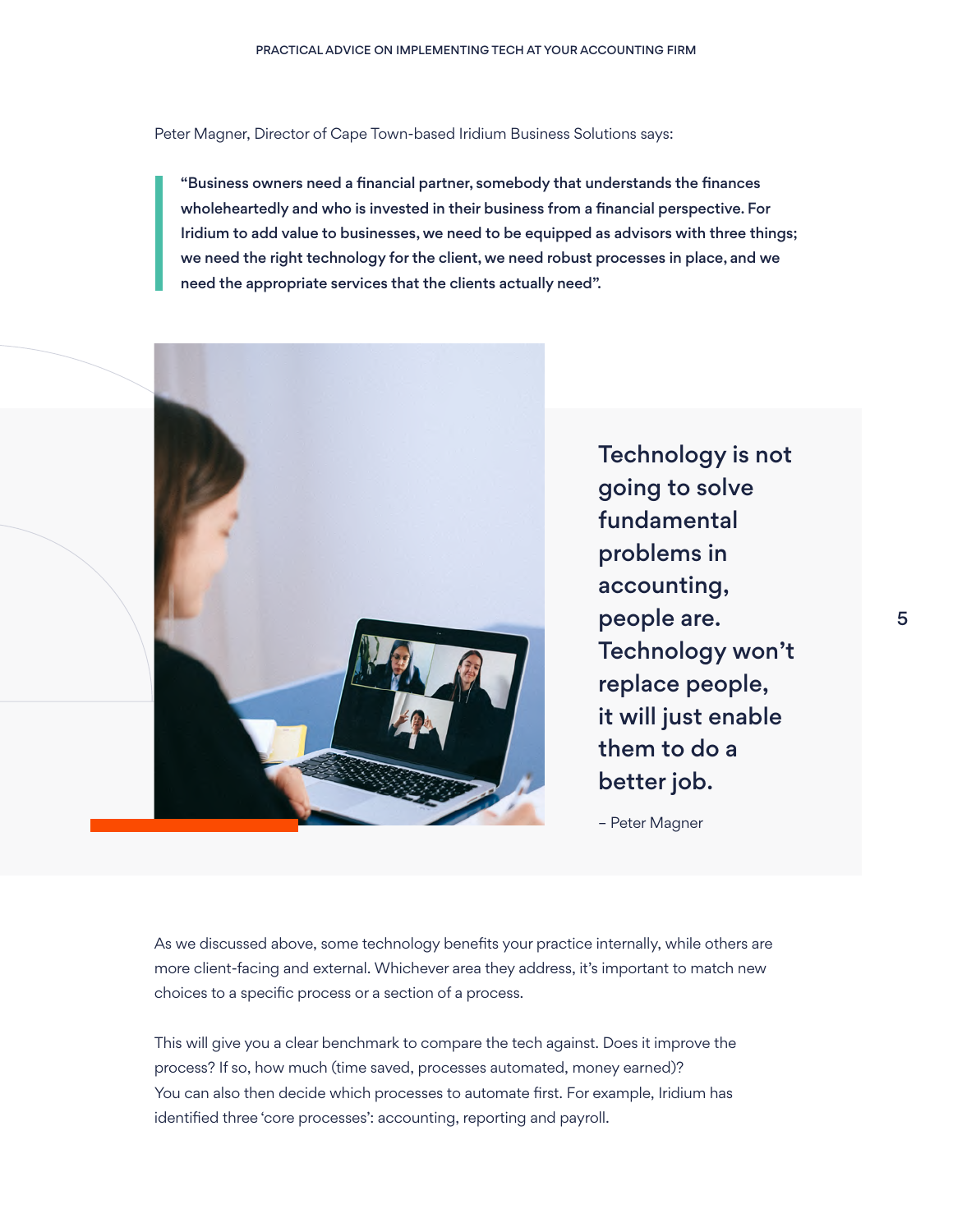Peter Magner, Director of Cape Town-based Iridium Business Solutions says:

> **"Business owners need a financial partner, somebody that understands the finances wholeheartedly and who is invested in their business from a financial perspective. For Iridium to add value to businesses, we need to be equipped as advisors with three things; we need the right technology for the client, we need robust processes in place, and we need the appropriate services that the clients actually need".**

> **Technology is not going to solve fundamental problems in accounting, people are. Technology won't replace people, it will just enable them to do a better job.**
>
> – Peter Magner

As we discussed above, some technology benefits your practice internally, while others are more client-facing and external. Whichever area they address, it's important to match new choices to a specific process or a section of a process.

This will give you a clear benchmark to compare the tech against. Does it improve the process? If so, how much (time saved, processes automated, money earned)? You can also then decide which processes to automate first. For example, Iridium has identified three 'core processes': accounting, reporting and payroll.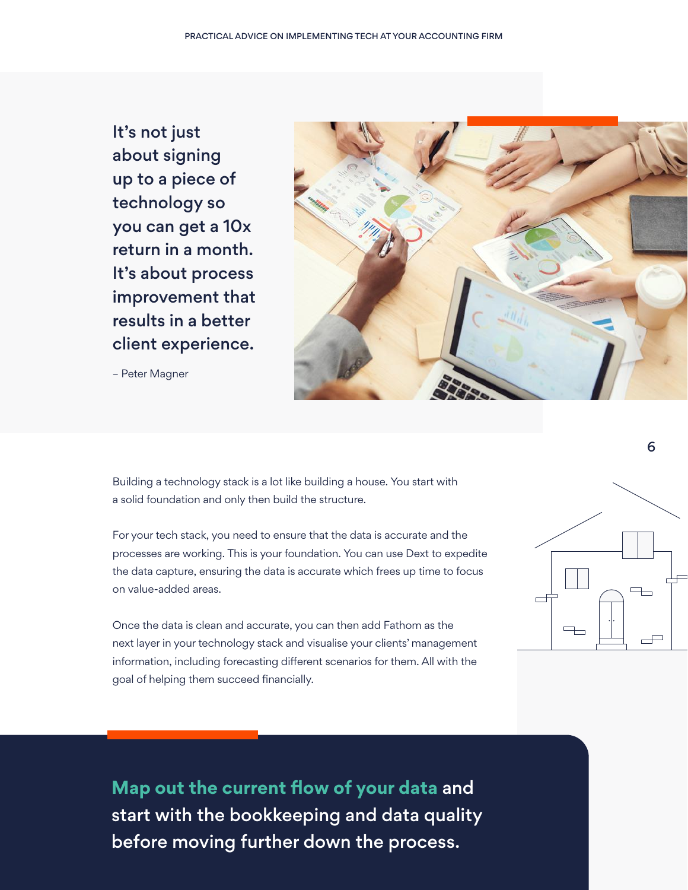> It's not just about signing up to a piece of technology so you can get a 10x return in a month. It's about process improvement that results in a better client experience.
>
> – Peter Magner

Building a technology stack is a lot like building a house. You start with a solid foundation and only then build the structure.

For your tech stack, you need to ensure that the data is accurate and the processes are working. This is your foundation. You can use Dext to expedite the data capture, ensuring the data is accurate which frees up time to focus on value-added areas.

Once the data is clean and accurate, you can then add Fathom as the next layer in your technology stack and visualise your clients' management information, including forecasting different scenarios for them. All with the goal of helping them succeed financially.

**Map out the current flow of your data** and start with the bookkeeping and data quality before moving further down the process.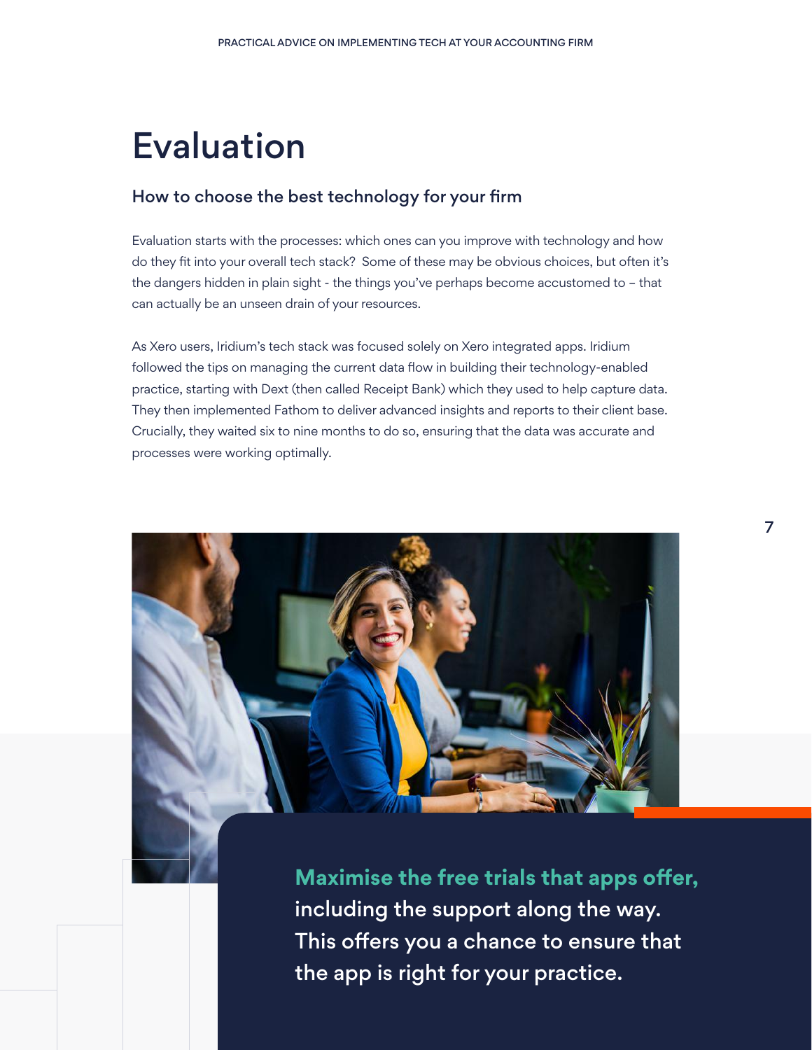# Evaluation

## How to choose the best technology for your firm

Evaluation starts with the processes: which ones can you improve with technology and how do they fit into your overall tech stack? Some of these may be obvious choices, but often it's the dangers hidden in plain sight - the things you've perhaps become accustomed to – that can actually be an unseen drain of your resources.

As Xero users, Iridium's tech stack was focused solely on Xero integrated apps. Iridium followed the tips on managing the current data flow in building their technology-enabled practice, starting with Dext (then called Receipt Bank) which they used to help capture data. They then implemented Fathom to deliver advanced insights and reports to their client base. Crucially, they waited six to nine months to do so, ensuring that the data was accurate and processes were working optimally.

**Maximise the free trials that apps offer,** including the support along the way. This offers you a chance to ensure that the app is right for your practice.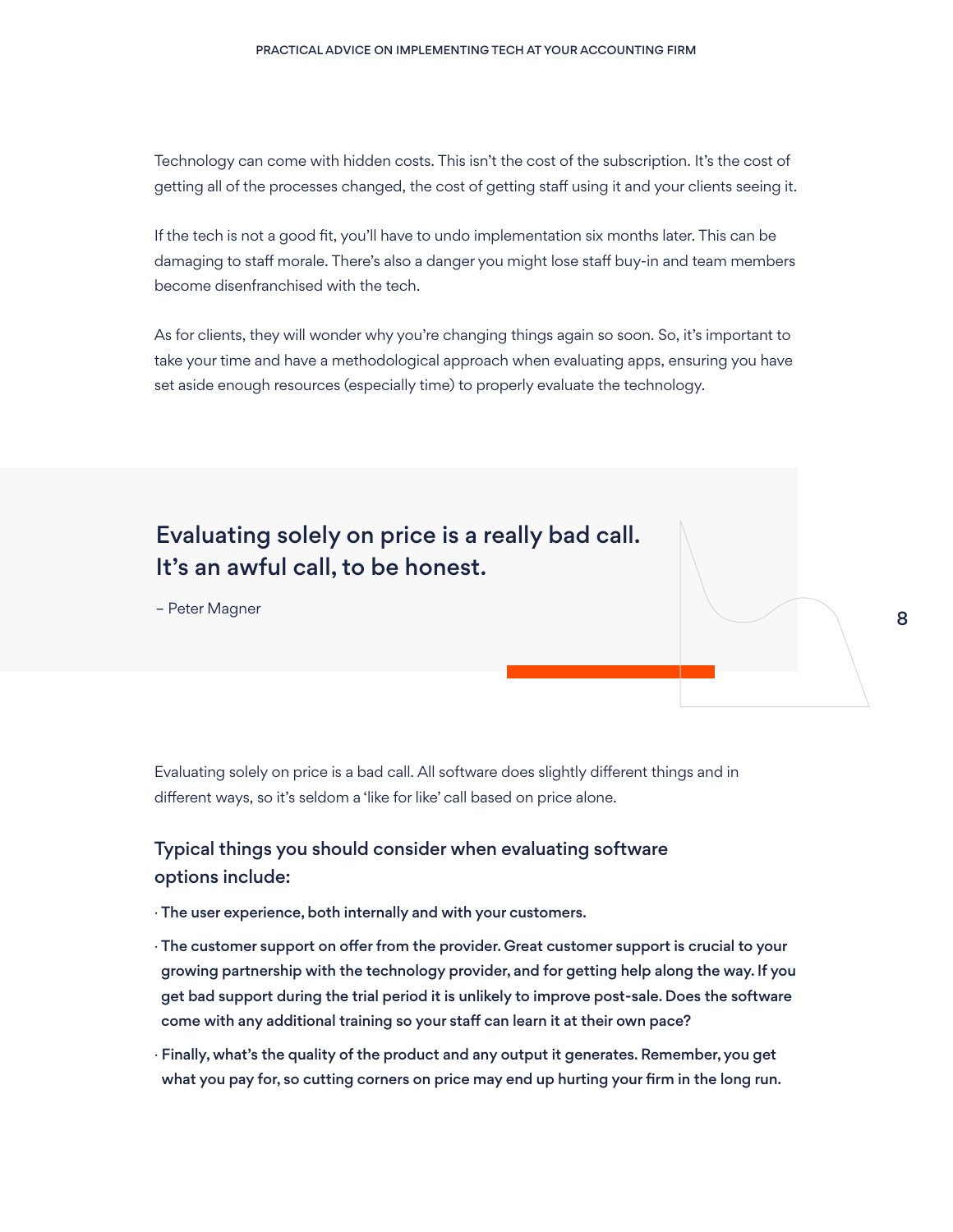Technology can come with hidden costs. This isn't the cost of the subscription. It's the cost of getting all of the processes changed, the cost of getting staff using it and your clients seeing it.

If the tech is not a good fit, you'll have to undo implementation six months later. This can be damaging to staff morale. There's also a danger you might lose staff buy-in and team members become disenfranchised with the tech.

As for clients, they will wonder why you're changing things again so soon. So, it's important to take your time and have a methodological approach when evaluating apps, ensuring you have set aside enough resources (especially time) to properly evaluate the technology.

> **Evaluating solely on price is a really bad call. It's an awful call, to be honest.**
>
> – Peter Magner

Evaluating solely on price is a bad call. All software does slightly different things and in different ways, so it's seldom a 'like for like' call based on price alone.

### Typical things you should consider when evaluating software options include:

- **The user experience, both internally and with your customers.**
- **The customer support on offer from the provider. Great customer support is crucial to your growing partnership with the technology provider, and for getting help along the way. If you get bad support during the trial period it is unlikely to improve post-sale. Does the software come with any additional training so your staff can learn it at their own pace?**
- **Finally, what's the quality of the product and any output it generates. Remember, you get what you pay for, so cutting corners on price may end up hurting your firm in the long run.**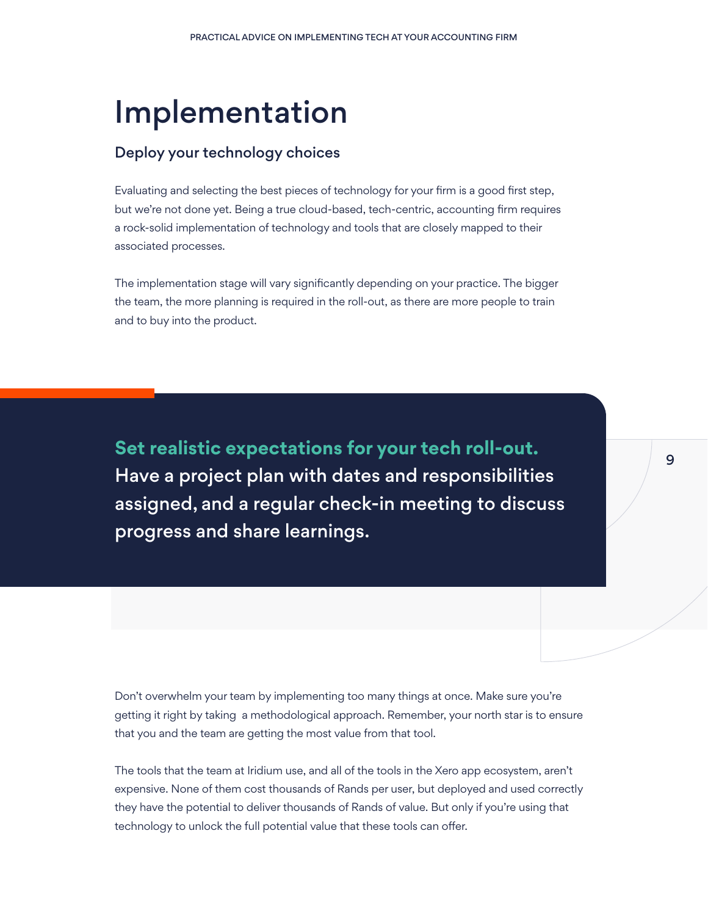# Implementation

## Deploy your technology choices

Evaluating and selecting the best pieces of technology for your firm is a good first step, but we're not done yet. Being a true cloud-based, tech-centric, accounting firm requires a rock-solid implementation of technology and tools that are closely mapped to their associated processes.

The implementation stage will vary significantly depending on your practice. The bigger the team, the more planning is required in the roll-out, as there are more people to train and to buy into the product.

> **Set realistic expectations for your tech roll-out.** Have a project plan with dates and responsibilities assigned, and a regular check-in meeting to discuss progress and share learnings.

Don't overwhelm your team by implementing too many things at once. Make sure you're getting it right by taking a methodological approach. Remember, your north star is to ensure that you and the team are getting the most value from that tool.

The tools that the team at Iridium use, and all of the tools in the Xero app ecosystem, aren't expensive. None of them cost thousands of Rands per user, but deployed and used correctly they have the potential to deliver thousands of Rands of value. But only if you're using that technology to unlock the full potential value that these tools can offer.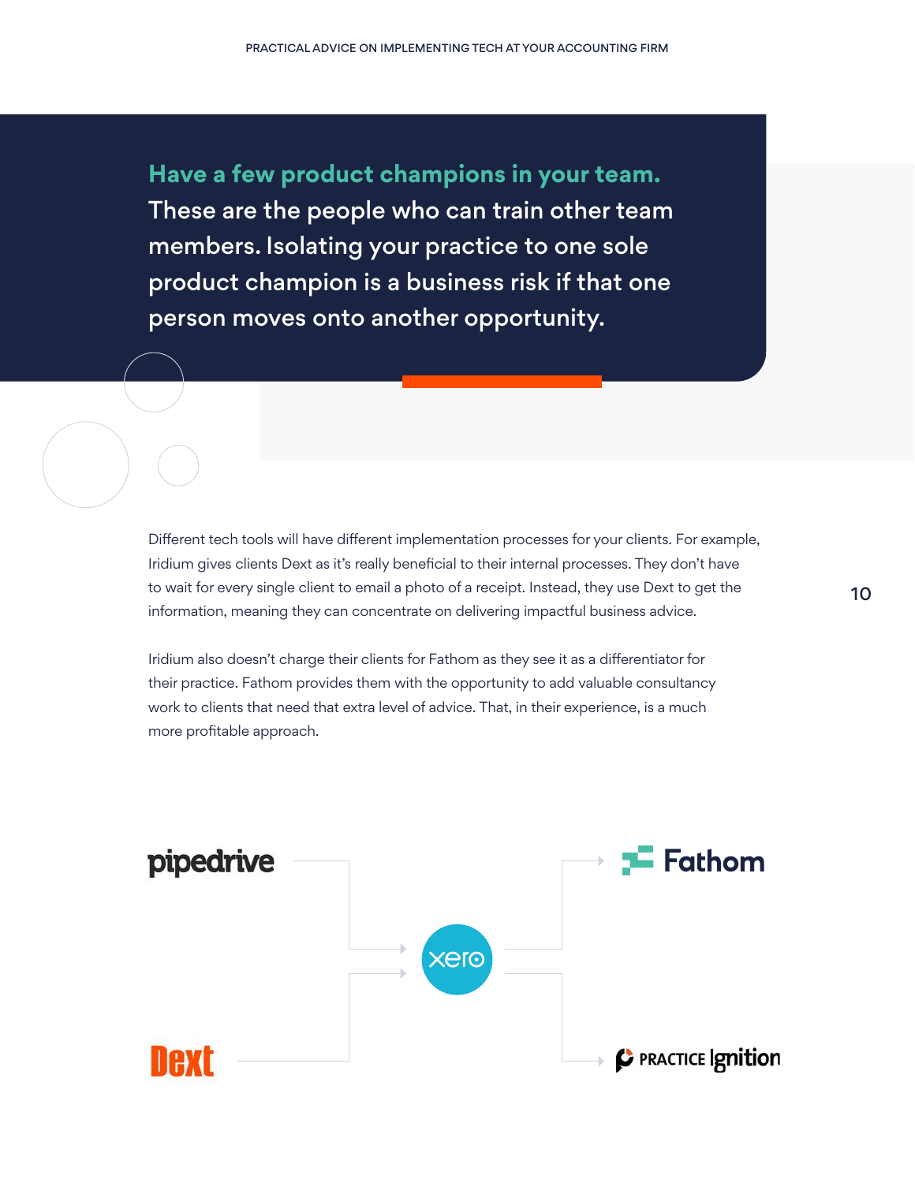**Have a few product champions in your team.** These are the people who can train other team members. Isolating your practice to one sole product champion is a business risk if that one person moves onto another opportunity.

Different tech tools will have different implementation processes for your clients. For example, Iridium gives clients Dext as it's really beneficial to their internal processes. They don't have to wait for every single client to email a photo of a receipt. Instead, they use Dext to get the information, meaning they can concentrate on delivering impactful business advice.

Iridium also doesn't charge their clients for Fathom as they see it as a differentiator for their practice. Fathom provides them with the opportunity to add valuable consultancy work to clients that need that extra level of advice. That, in their experience, is a much more profitable approach.

pipedrive

Dext

xero

Fathom

PRACTICE Ignition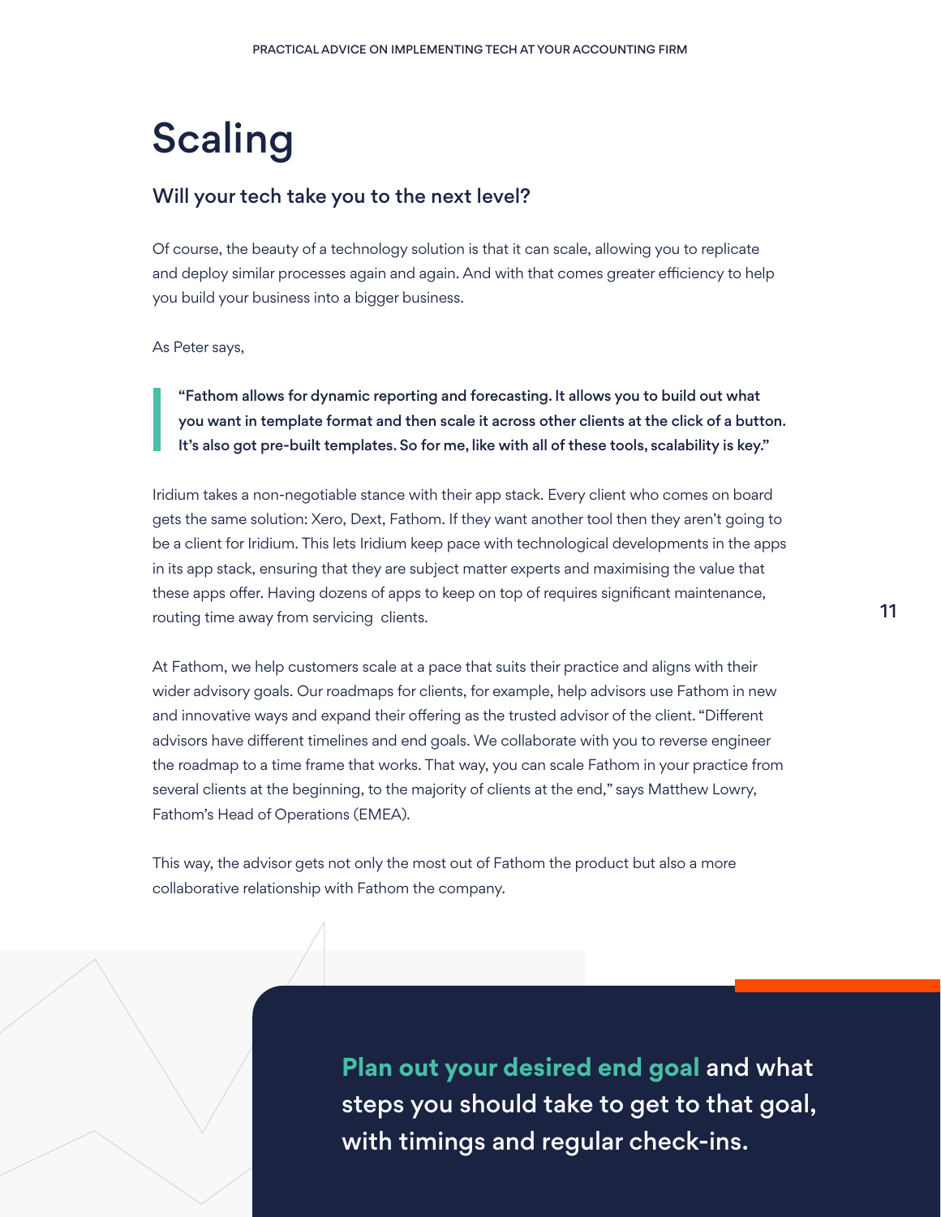# Scaling

## Will your tech take you to the next level?

Of course, the beauty of a technology solution is that it can scale, allowing you to replicate and deploy similar processes again and again. And with that comes greater efficiency to help you build your business into a bigger business.

As Peter says,

> **"Fathom allows for dynamic reporting and forecasting. It allows you to build out what you want in template format and then scale it across other clients at the click of a button. It's also got pre-built templates. So for me, like with all of these tools, scalability is key."**

Iridium takes a non-negotiable stance with their app stack. Every client who comes on board gets the same solution: Xero, Dext, Fathom. If they want another tool then they aren't going to be a client for Iridium. This lets Iridium keep pace with technological developments in the apps in its app stack, ensuring that they are subject matter experts and maximising the value that these apps offer. Having dozens of apps to keep on top of requires significant maintenance, routing time away from servicing clients.

At Fathom, we help customers scale at a pace that suits their practice and aligns with their wider advisory goals. Our roadmaps for clients, for example, help advisors use Fathom in new and innovative ways and expand their offering as the trusted advisor of the client. "Different advisors have different timelines and end goals. We collaborate with you to reverse engineer the roadmap to a time frame that works. That way, you can scale Fathom in your practice from several clients at the beginning, to the majority of clients at the end," says Matthew Lowry, Fathom's Head of Operations (EMEA).

This way, the advisor gets not only the most out of Fathom the product but also a more collaborative relationship with Fathom the company.

**Plan out your desired end goal** and what steps you should take to get to that goal, with timings and regular check-ins.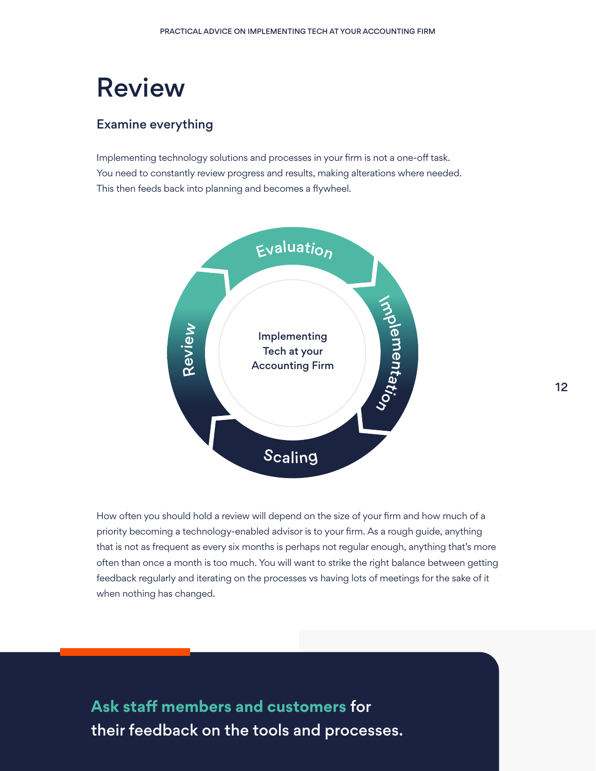# Review

## Examine everything

Implementing technology solutions and processes in your firm is not a one-off task. You need to constantly review progress and results, making alterations where needed. This then feeds back into planning and becomes a flywheel.

Evaluation

Implementation

Scaling

Review

Implementing Tech at your Accounting Firm

How often you should hold a review will depend on the size of your firm and how much of a priority becoming a technology-enabled advisor is to your firm. As a rough guide, anything that is not as frequent as every six months is perhaps not regular enough, anything that's more often than once a month is too much. You will want to strike the right balance between getting feedback regularly and iterating on the processes vs having lots of meetings for the sake of it when nothing has changed.

**Ask staff members and customers for their feedback on the tools and processes.**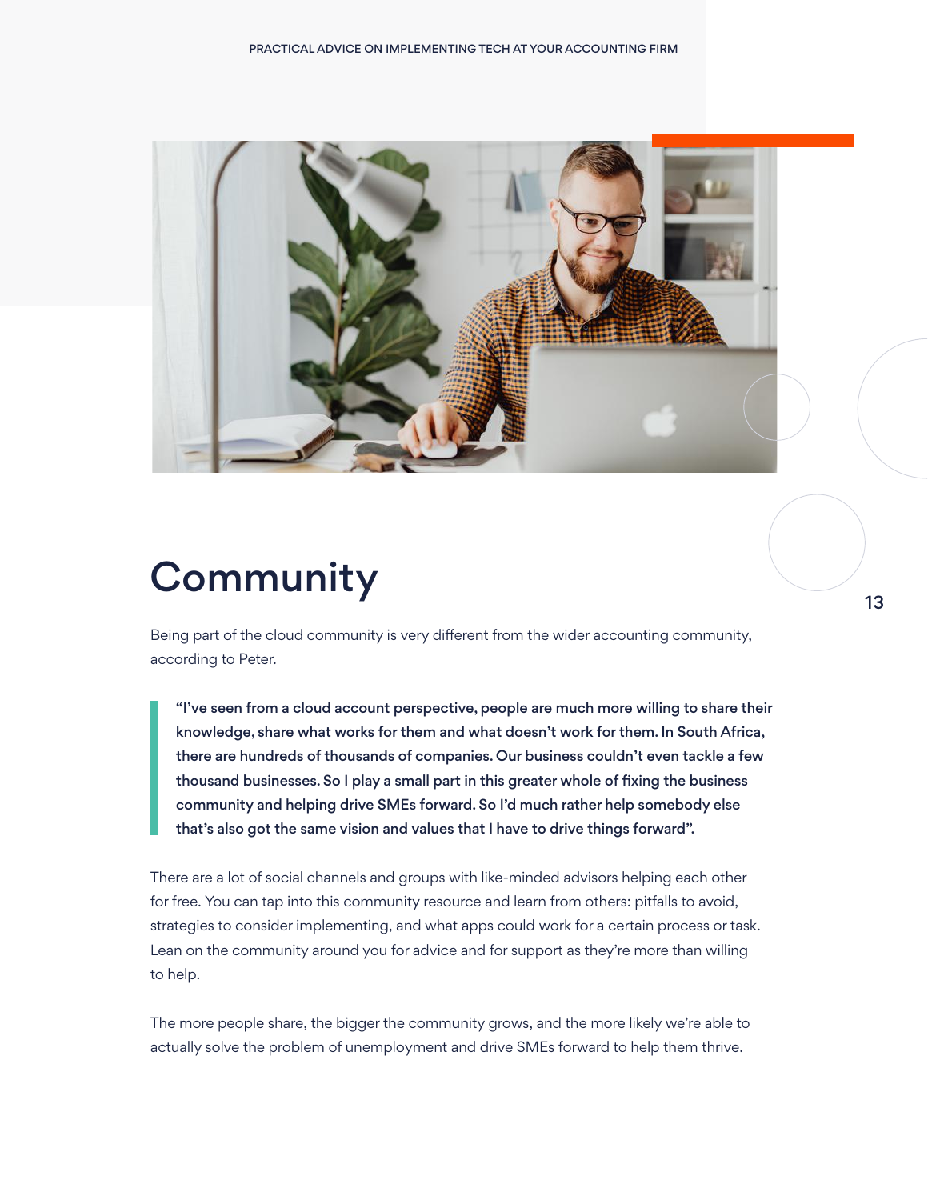# Community

Being part of the cloud community is very different from the wider accounting community, according to Peter.

> **"I've seen from a cloud account perspective, people are much more willing to share their knowledge, share what works for them and what doesn't work for them. In South Africa, there are hundreds of thousands of companies. Our business couldn't even tackle a few thousand businesses. So I play a small part in this greater whole of fixing the business community and helping drive SMEs forward. So I'd much rather help somebody else that's also got the same vision and values that I have to drive things forward".**

There are a lot of social channels and groups with like-minded advisors helping each other for free. You can tap into this community resource and learn from others: pitfalls to avoid, strategies to consider implementing, and what apps could work for a certain process or task. Lean on the community around you for advice and for support as they're more than willing to help.

The more people share, the bigger the community grows, and the more likely we're able to actually solve the problem of unemployment and drive SMEs forward to help them thrive.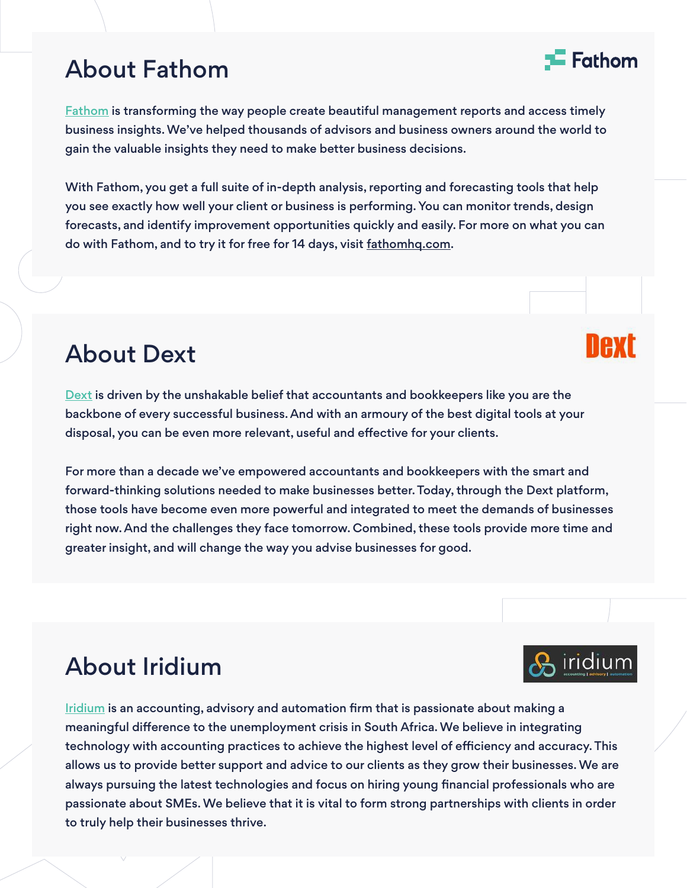## About Fathom

Fathom is transforming the way people create beautiful management reports and access timely business insights. We've helped thousands of advisors and business owners around the world to gain the valuable insights they need to make better business decisions.

With Fathom, you get a full suite of in-depth analysis, reporting and forecasting tools that help you see exactly how well your client or business is performing. You can monitor trends, design forecasts, and identify improvement opportunities quickly and easily. For more on what you can do with Fathom, and to try it for free for 14 days, visit fathomhq.com.

## About Dext

Dext is driven by the unshakable belief that accountants and bookkeepers like you are the backbone of every successful business. And with an armoury of the best digital tools at your disposal, you can be even more relevant, useful and effective for your clients.

For more than a decade we've empowered accountants and bookkeepers with the smart and forward-thinking solutions needed to make businesses better. Today, through the Dext platform, those tools have become even more powerful and integrated to meet the demands of businesses right now. And the challenges they face tomorrow. Combined, these tools provide more time and greater insight, and will change the way you advise businesses for good.

## About Iridium

Iridium is an accounting, advisory and automation firm that is passionate about making a meaningful difference to the unemployment crisis in South Africa. We believe in integrating technology with accounting practices to achieve the highest level of efficiency and accuracy. This allows us to provide better support and advice to our clients as they grow their businesses. We are always pursuing the latest technologies and focus on hiring young financial professionals who are passionate about SMEs. We believe that it is vital to form strong partnerships with clients in order to truly help their businesses thrive.